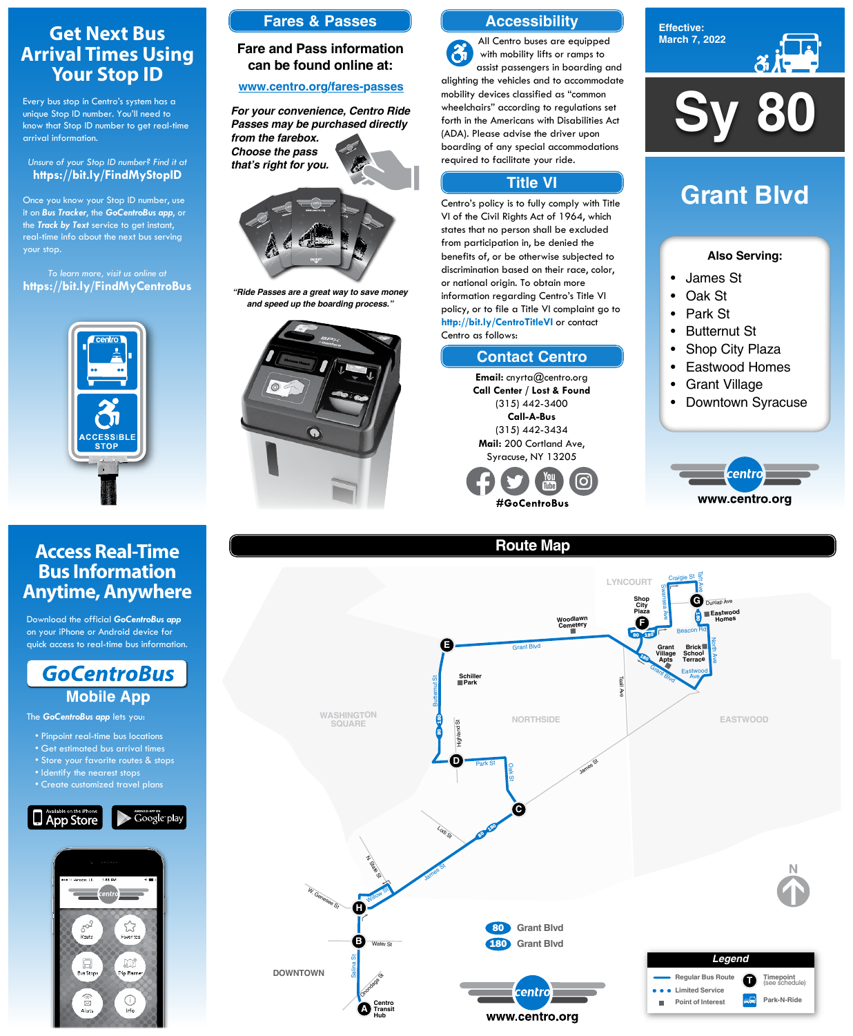## Get Next Bus Arrival Times Using Your Stop ID

Every bus stop in Centro's system has a unique Stop ID number. You'll need to know that Stop ID number to get real-time arrival information.

*Unsure of your Stop ID number? Find it at*
**https://bit.ly/FindMyStopID**

Once you know your Stop ID number, use it on ***Bus Tracker***, the ***GoCentroBus app***, or the ***Track by Text*** service to get instant, real-time info about the next bus serving your stop.

*To learn more, visit us online at*
**https://bit.ly/FindMyCentroBus**

centro
ACCESSIBLE STOP

## Fares & Passes

**Fare and Pass information can be found online at:**

**www.centro.org/fares-passes**

***For your convenience, Centro Ride Passes may be purchased directly from the farebox. Choose the pass that's right for you.***

*"Ride Passes are a great way to save money and speed up the boarding process."*

## Accessibility

All Centro buses are equipped with mobility lifts or ramps to assist passengers in boarding and alighting the vehicles and to accommodate mobility devices classified as "common wheelchairs" according to regulations set forth in the Americans with Disabilities Act (ADA). Please advise the driver upon boarding of any special accommodations required to facilitate your ride.

## Title VI

Centro's policy is to fully comply with Title VI of the Civil Rights Act of 1964, which states that no person shall be excluded from participation in, be denied the benefits of, or be otherwise subjected to discrimination based on their race, color, or national origin. To obtain more information regarding Centro's Title VI policy, or to file a Title VI complaint go to **http://bit.ly/CentroTitleVI** or contact Centro as follows:

## Contact Centro

**Email:** cnyrta@centro.org
**Call Center / Lost & Found**
(315) 442-3400
**Call-A-Bus**
(315) 442-3434
**Mail:** 200 Cortland Ave, Syracuse, NY 13205

**#GoCentroBus**

**Effective: March 7, 2022**

# Sy 80

## Grant Blvd

**Also Serving:**

- James St
- Oak St
- Park St
- Butternut St
- Shop City Plaza
- Eastwood Homes
- Grant Village
- Downtown Syracuse

centro
**www.centro.org**

## Access Real-Time Bus Information Anytime, Anywhere

Download the official ***GoCentroBus app*** on your iPhone or Android device for quick access to real-time bus information.

**GoCentroBus Mobile App**

The ***GoCentroBus app*** lets you:

- Pinpoint real-time bus locations
- Get estimated bus arrival times
- Store your favorite routes & stops
- Identify the nearest stops
- Create customized travel plans

App Store | Google play

## Route Map

Timepoints: A Centro Transit Hub; B Water St; C Oak St / James St; D Park St; E Grant Blvd; F Shop City Plaza; G Dunlap Ave / Eastwood Homes; H Willow St

- 80 Grant Blvd
- 180 Grant Blvd

**Legend**

- Regular Bus Route
- Limited Service
- Point of Interest
- T Timepoint (see schedule)
- Park-N-Ride

centro
**www.centro.org**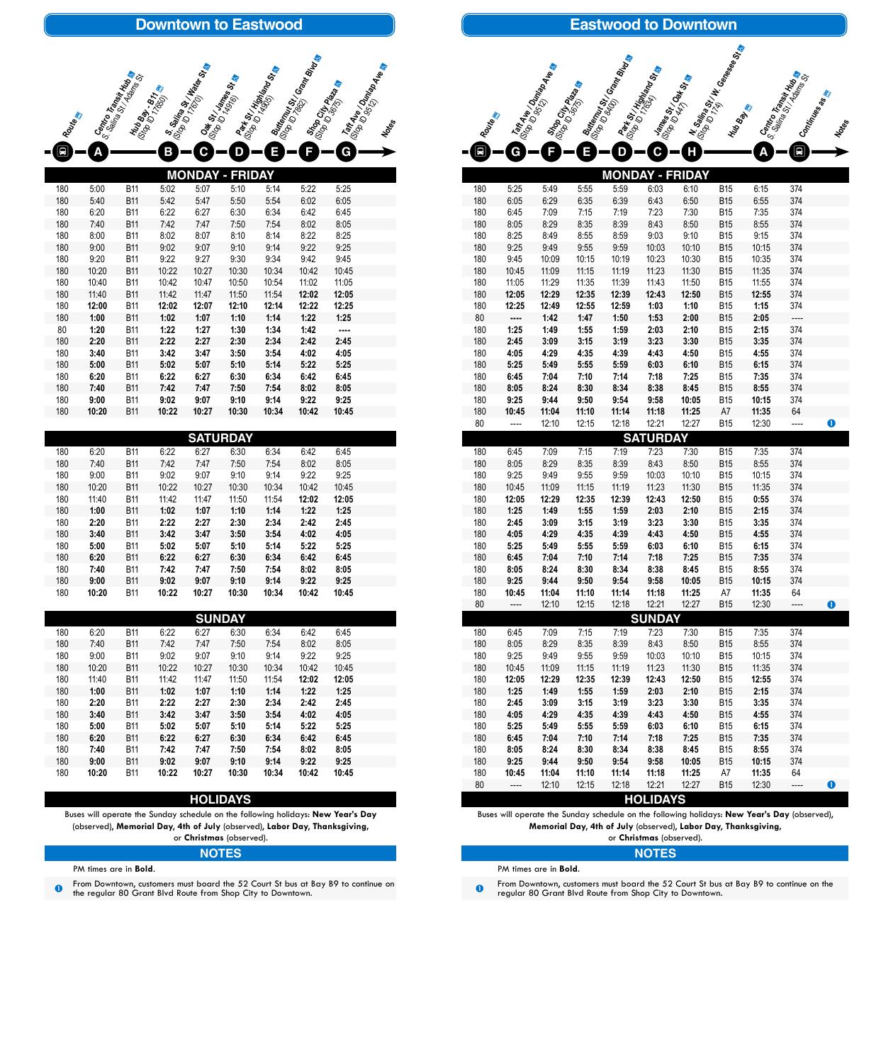## Downtown to Eastwood

| Route | A: Centro Transit Hub, S. Salina St / Adams St | Hub Bay - B11 (Stop ID 17650) | B: S. Salina St / Water St (Stop ID 17670) | C: Oak St / James St (Stop ID 14916) | D: Park St / Highland St (Stop ID 14905) | E: Butternut St / Grant Blvd (Stop ID 7882) | F: Shop City Plaza (Stop ID 3675) | G: Taft Ave / Dunlap Ave (Stop ID 3512) | Notes |
|---|---|---|---|---|---|---|---|---|---|
| **MONDAY - FRIDAY** | | | | | | | | | |
| 180 | 5:00 | B11 | 5:02 | 5:07 | 5:10 | 5:14 | 5:22 | 5:25 | |
| 180 | 5:40 | B11 | 5:42 | 5:47 | 5:50 | 5:54 | 6:02 | 6:05 | |
| 180 | 6:20 | B11 | 6:22 | 6:27 | 6:30 | 6:34 | 6:42 | 6:45 | |
| 180 | 7:40 | B11 | 7:42 | 7:47 | 7:50 | 7:54 | 8:02 | 8:05 | |
| 180 | 8:00 | B11 | 8:02 | 8:07 | 8:10 | 8:14 | 8:22 | 8:25 | |
| 180 | 9:00 | B11 | 9:02 | 9:07 | 9:10 | 9:14 | 9:22 | 9:25 | |
| 180 | 9:20 | B11 | 9:22 | 9:27 | 9:30 | 9:34 | 9:42 | 9:45 | |
| 180 | 10:20 | B11 | 10:22 | 10:27 | 10:30 | 10:34 | 10:42 | 10:45 | |
| 180 | 10:40 | B11 | 10:42 | 10:47 | 10:50 | 10:54 | 11:02 | 11:05 | |
| 180 | 11:40 | B11 | 11:42 | 11:47 | 11:50 | 11:54 | **12:02** | **12:05** | |
| 180 | **12:00** | B11 | **12:02** | **12:07** | **12:10** | **12:14** | **12:22** | **12:25** | |
| 180 | **1:00** | B11 | **1:02** | **1:07** | **1:10** | **1:14** | **1:22** | **1:25** | |
| 80 | **1:20** | B11 | **1:22** | **1:27** | **1:30** | **1:34** | **1:42** | ---- | |
| 180 | **2:20** | B11 | **2:22** | **2:27** | **2:30** | **2:34** | **2:42** | **2:45** | |
| 180 | **3:40** | B11 | **3:42** | **3:47** | **3:50** | **3:54** | **4:02** | **4:05** | |
| 180 | **5:00** | B11 | **5:02** | **5:07** | **5:10** | **5:14** | **5:22** | **5:25** | |
| 180 | **6:20** | B11 | **6:22** | **6:27** | **6:30** | **6:34** | **6:42** | **6:45** | |
| 180 | **7:40** | B11 | **7:42** | **7:47** | **7:50** | **7:54** | **8:02** | **8:05** | |
| 180 | **9:00** | B11 | **9:02** | **9:07** | **9:10** | **9:14** | **9:22** | **9:25** | |
| 180 | **10:20** | B11 | **10:22** | **10:27** | **10:30** | **10:34** | **10:42** | **10:45** | |
| **SATURDAY** | | | | | | | | | |
| 180 | 6:20 | B11 | 6:22 | 6:27 | 6:30 | 6:34 | 6:42 | 6:45 | |
| 180 | 7:40 | B11 | 7:42 | 7:47 | 7:50 | 7:54 | 8:02 | 8:05 | |
| 180 | 9:00 | B11 | 9:02 | 9:07 | 9:10 | 9:14 | 9:22 | 9:25 | |
| 180 | 10:20 | B11 | 10:22 | 10:27 | 10:30 | 10:34 | 10:42 | 10:45 | |
| 180 | 11:40 | B11 | 11:42 | 11:47 | 11:50 | 11:54 | **12:02** | **12:05** | |
| 180 | **1:00** | B11 | **1:02** | **1:07** | **1:10** | **1:14** | **1:22** | **1:25** | |
| 180 | **2:20** | B11 | **2:22** | **2:27** | **2:30** | **2:34** | **2:42** | **2:45** | |
| 180 | **3:40** | B11 | **3:42** | **3:47** | **3:50** | **3:54** | **4:02** | **4:05** | |
| 180 | **5:00** | B11 | **5:02** | **5:07** | **5:10** | **5:14** | **5:22** | **5:25** | |
| 180 | **6:20** | B11 | **6:22** | **6:27** | **6:30** | **6:34** | **6:42** | **6:45** | |
| 180 | **7:40** | B11 | **7:42** | **7:47** | **7:50** | **7:54** | **8:02** | **8:05** | |
| 180 | **9:00** | B11 | **9:02** | **9:07** | **9:10** | **9:14** | **9:22** | **9:25** | |
| 180 | **10:20** | B11 | **10:22** | **10:27** | **10:30** | **10:34** | **10:42** | **10:45** | |
| **SUNDAY** | | | | | | | | | |
| 180 | 6:20 | B11 | 6:22 | 6:27 | 6:30 | 6:34 | 6:42 | 6:45 | |
| 180 | 7:40 | B11 | 7:42 | 7:47 | 7:50 | 7:54 | 8:02 | 8:05 | |
| 180 | 9:00 | B11 | 9:02 | 9:07 | 9:10 | 9:14 | 9:22 | 9:25 | |
| 180 | 10:20 | B11 | 10:22 | 10:27 | 10:30 | 10:34 | 10:42 | 10:45 | |
| 180 | 11:40 | B11 | 11:42 | 11:47 | 11:50 | 11:54 | **12:02** | **12:05** | |
| 180 | **1:00** | B11 | **1:02** | **1:07** | **1:10** | **1:14** | **1:22** | **1:25** | |
| 180 | **2:20** | B11 | **2:22** | **2:27** | **2:30** | **2:34** | **2:42** | **2:45** | |
| 180 | **3:40** | B11 | **3:42** | **3:47** | **3:50** | **3:54** | **4:02** | **4:05** | |
| 180 | **5:00** | B11 | **5:02** | **5:07** | **5:10** | **5:14** | **5:22** | **5:25** | |
| 180 | **6:20** | B11 | **6:22** | **6:27** | **6:30** | **6:34** | **6:42** | **6:45** | |
| 180 | **7:40** | B11 | **7:42** | **7:47** | **7:50** | **7:54** | **8:02** | **8:05** | |
| 180 | **9:00** | B11 | **9:02** | **9:07** | **9:10** | **9:14** | **9:22** | **9:25** | |
| 180 | **10:20** | B11 | **10:22** | **10:27** | **10:30** | **10:34** | **10:42** | **10:45** | |

### HOLIDAYS

Buses will operate the Sunday schedule on the following holidays: **New Year's Day** (observed), **Memorial Day**, **4th of July** (observed), **Labor Day**, **Thanksgiving**, or **Christmas** (observed).

### NOTES

PM times are in **Bold**.

ⓘ From Downtown, customers must board the 52 Court St bus at Bay B9 to continue on the regular 80 Grant Blvd Route from Shop City to Downtown.

## Eastwood to Downtown

| Route | G: Taft Ave / Dunlap Ave (Stop ID 3512) | F: Shop City Plaza (Stop ID 3675) | E: Butternut St / Grant Blvd (Stop ID 8400) | D: Park St / Highland St (Stop ID 17634) | C: James St / Oak St (Stop ID 447) | H: N. Salina St / W. Genesee St (Stop ID 174) | Hub Bay | A: Centro Transit Hub, S. Salina St / Adams St | Continues as | Notes |
|---|---|---|---|---|---|---|---|---|---|---|
| **MONDAY - FRIDAY** | | | | | | | | | | |
| 180 | 5:25 | 5:49 | 5:55 | 5:59 | 6:03 | 6:10 | B15 | 6:15 | 374 | |
| 180 | 6:05 | 6:29 | 6:35 | 6:39 | 6:43 | 6:50 | B15 | 6:55 | 374 | |
| 180 | 6:45 | 7:09 | 7:15 | 7:19 | 7:23 | 7:30 | B15 | 7:35 | 374 | |
| 180 | 8:05 | 8:29 | 8:35 | 8:39 | 8:43 | 8:50 | B15 | 8:55 | 374 | |
| 180 | 8:25 | 8:49 | 8:55 | 8:59 | 9:03 | 9:10 | B15 | 9:15 | 374 | |
| 180 | 9:25 | 9:49 | 9:55 | 9:59 | 10:03 | 10:10 | B15 | 10:15 | 374 | |
| 180 | 9:45 | 10:09 | 10:15 | 10:19 | 10:23 | 10:30 | B15 | 10:35 | 374 | |
| 180 | 10:45 | 11:09 | 11:15 | 11:19 | 11:23 | 11:30 | B15 | 11:35 | 374 | |
| 180 | 11:05 | 11:29 | 11:35 | 11:39 | 11:43 | 11:50 | B15 | 11:55 | 374 | |
| 180 | **12:05** | **12:29** | **12:35** | **12:39** | **12:43** | **12:50** | B15 | **12:55** | 374 | |
| 180 | **12:25** | **12:49** | **12:55** | **12:59** | **1:03** | **1:10** | B15 | **1:15** | 374 | |
| 80 | ---- | **1:42** | **1:47** | **1:50** | **1:53** | **2:00** | B15 | **2:05** | ---- | |
| 180 | **1:25** | **1:49** | **1:55** | **1:59** | **2:03** | **2:10** | B15 | **2:15** | 374 | |
| 180 | **2:45** | **3:09** | **3:15** | **3:19** | **3:23** | **3:30** | B15 | **3:35** | 374 | |
| 180 | **4:05** | **4:29** | **4:35** | **4:39** | **4:43** | **4:50** | B15 | **4:55** | 374 | |
| 180 | **5:25** | **5:49** | **5:55** | **5:59** | **6:03** | **6:10** | B15 | **6:15** | 374 | |
| 180 | **6:45** | **7:04** | **7:10** | **7:14** | **7:18** | **7:25** | B15 | **7:35** | 374 | |
| 180 | **8:05** | **8:24** | **8:30** | **8:34** | **8:38** | **8:45** | B15 | **8:55** | 374 | |
| 180 | **9:25** | **9:44** | **9:50** | **9:54** | **9:58** | **10:05** | B15 | **10:15** | 374 | |
| 180 | **10:45** | **11:04** | **11:10** | **11:14** | **11:18** | **11:25** | A7 | **11:35** | 64 | |
| 80 | ---- | 12:10 | 12:15 | 12:18 | 12:21 | 12:27 | B15 | 12:30 | ---- | ⓘ |
| **SATURDAY** | | | | | | | | | | |
| 180 | 6:45 | 7:09 | 7:15 | 7:19 | 7:23 | 7:30 | B15 | 7:35 | 374 | |
| 180 | 8:05 | 8:29 | 8:35 | 8:39 | 8:43 | 8:50 | B15 | 8:55 | 374 | |
| 180 | 9:25 | 9:49 | 9:55 | 9:59 | 10:03 | 10:10 | B15 | 10:15 | 374 | |
| 180 | 10:45 | 11:09 | 11:15 | 11:19 | 11:23 | 11:30 | B15 | 11:35 | 374 | |
| 180 | **12:05** | **12:29** | **12:35** | **12:39** | **12:43** | **12:50** | B15 | **0:55** | 374 | |
| 180 | **1:25** | **1:49** | **1:55** | **1:59** | **2:03** | **2:10** | B15 | **2:15** | 374 | |
| 180 | **2:45** | **3:09** | **3:15** | **3:19** | **3:23** | **3:30** | B15 | **3:35** | 374 | |
| 180 | **4:05** | **4:29** | **4:35** | **4:39** | **4:43** | **4:50** | B15 | **4:55** | 374 | |
| 180 | **5:25** | **5:49** | **5:55** | **5:59** | **6:03** | **6:10** | B15 | **6:15** | 374 | |
| 180 | **6:45** | **7:04** | **7:10** | **7:14** | **7:18** | **7:25** | B15 | **7:35** | 374 | |
| 180 | **8:05** | **8:24** | **8:30** | **8:34** | **8:38** | **8:45** | B15 | **8:55** | 374 | |
| 180 | **9:25** | **9:44** | **9:50** | **9:54** | **9:58** | **10:05** | B15 | **10:15** | 374 | |
| 180 | **10:45** | **11:04** | **11:10** | **11:14** | **11:18** | **11:25** | A7 | **11:35** | 64 | |
| 80 | ---- | 12:10 | 12:15 | 12:18 | 12:21 | 12:27 | B15 | 12:30 | ---- | ⓘ |
| **SUNDAY** | | | | | | | | | | |
| 180 | 6:45 | 7:09 | 7:15 | 7:19 | 7:23 | 7:30 | B15 | 7:35 | 374 | |
| 180 | 8:05 | 8:29 | 8:35 | 8:39 | 8:43 | 8:50 | B15 | 8:55 | 374 | |
| 180 | 9:25 | 9:49 | 9:55 | 9:59 | 10:03 | 10:10 | B15 | 10:15 | 374 | |
| 180 | 10:45 | 11:09 | 11:15 | 11:19 | 11:23 | 11:30 | B15 | 11:35 | 374 | |
| 180 | **12:05** | **12:29** | **12:35** | **12:39** | **12:43** | **12:50** | B15 | **12:55** | 374 | |
| 180 | **1:25** | **1:49** | **1:55** | **1:59** | **2:03** | **2:10** | B15 | **2:15** | 374 | |
| 180 | **2:45** | **3:09** | **3:15** | **3:19** | **3:23** | **3:30** | B15 | **3:35** | 374 | |
| 180 | **4:05** | **4:29** | **4:35** | **4:39** | **4:43** | **4:50** | B15 | **4:55** | 374 | |
| 180 | **5:25** | **5:49** | **5:55** | **5:59** | **6:03** | **6:10** | B15 | **6:15** | 374 | |
| 180 | **6:45** | **7:04** | **7:10** | **7:14** | **7:18** | **7:25** | B15 | **7:35** | 374 | |
| 180 | **8:05** | **8:24** | **8:30** | **8:34** | **8:38** | **8:45** | B15 | **8:55** | 374 | |
| 180 | **9:25** | **9:44** | **9:50** | **9:54** | **9:58** | **10:05** | B15 | **10:15** | 374 | |
| 180 | **10:45** | **11:04** | **11:10** | **11:14** | **11:18** | **11:25** | A7 | **11:35** | 64 | |
| 80 | ---- | 12:10 | 12:15 | 12:18 | 12:21 | 12:27 | B15 | 12:30 | ---- | ⓘ |

### HOLIDAYS

Buses will operate the Sunday schedule on the following holidays: **New Year's Day** (observed), **Memorial Day**, **4th of July** (observed), **Labor Day**, **Thanksgiving**, or **Christmas** (observed).

### NOTES

PM times are in **Bold**.

ⓘ From Downtown, customers must board the 52 Court St bus at Bay B9 to continue on the regular 80 Grant Blvd Route from Shop City to Downtown.